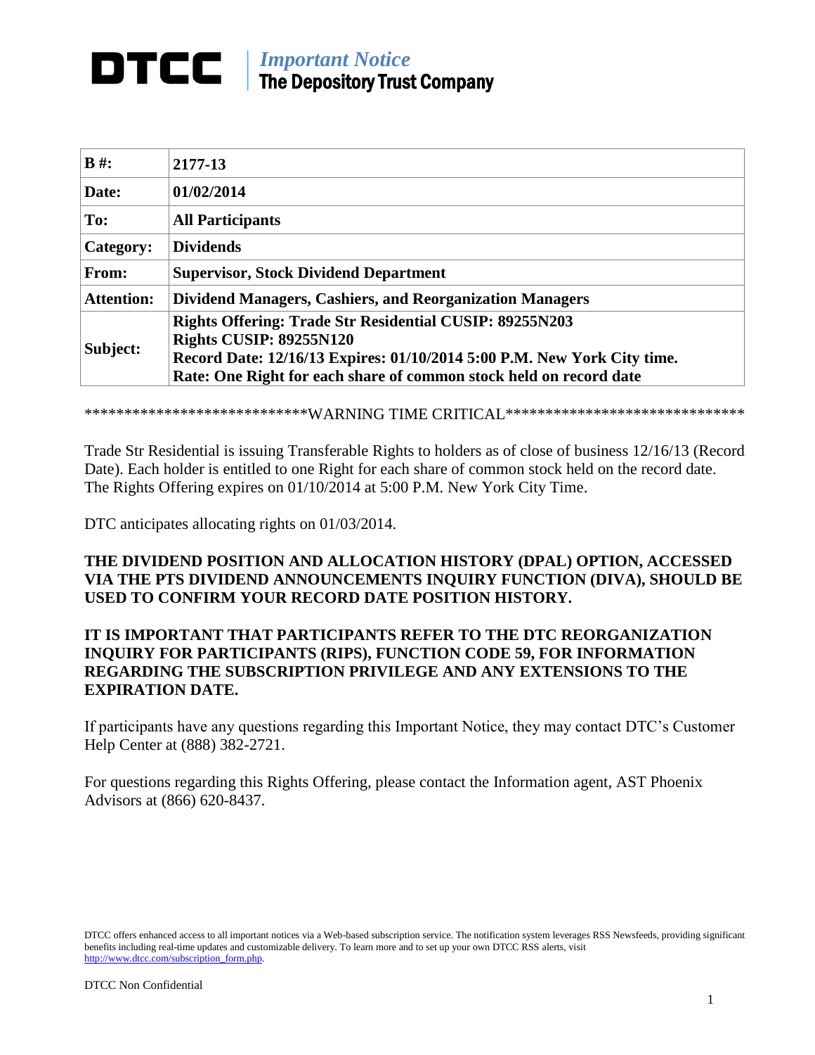# DTCC | *Important Notice* The Depository Trust Company

| | |
|---|---|
| **B #:** | **2177-13** |
| **Date:** | **01/02/2014** |
| **To:** | **All Participants** |
| **Category:** | **Dividends** |
| **From:** | **Supervisor, Stock Dividend Department** |
| **Attention:** | **Dividend Managers, Cashiers, and Reorganization Managers** |
| **Subject:** | **Rights Offering: Trade Str Residential CUSIP: 89255N203**<br>**Rights CUSIP: 89255N120**<br>**Record Date: 12/16/13 Expires: 01/10/2014 5:00 P.M. New York City time.**<br>**Rate: One Right for each share of common stock held on record date** |

***************************WARNING TIME CRITICAL******************************

Trade Str Residential is issuing Transferable Rights to holders as of close of business 12/16/13 (Record Date). Each holder is entitled to one Right for each share of common stock held on the record date. The Rights Offering expires on 01/10/2014 at 5:00 P.M. New York City Time.

DTC anticipates allocating rights on 01/03/2014.

**THE DIVIDEND POSITION AND ALLOCATION HISTORY (DPAL) OPTION, ACCESSED VIA THE PTS DIVIDEND ANNOUNCEMENTS INQUIRY FUNCTION (DIVA), SHOULD BE USED TO CONFIRM YOUR RECORD DATE POSITION HISTORY.**

**IT IS IMPORTANT THAT PARTICIPANTS REFER TO THE DTC REORGANIZATION INQUIRY FOR PARTICIPANTS (RIPS), FUNCTION CODE 59, FOR INFORMATION REGARDING THE SUBSCRIPTION PRIVILEGE AND ANY EXTENSIONS TO THE EXPIRATION DATE.**

If participants have any questions regarding this Important Notice, they may contact DTC's Customer Help Center at (888) 382-2721.

For questions regarding this Rights Offering, please contact the Information agent, AST Phoenix Advisors at (866) 620-8437.

DTCC offers enhanced access to all important notices via a Web-based subscription service. The notification system leverages RSS Newsfeeds, providing significant benefits including real-time updates and customizable delivery. To learn more and to set up your own DTCC RSS alerts, visit http://www.dtcc.com/subscription_form.php.

DTCC Non Confidential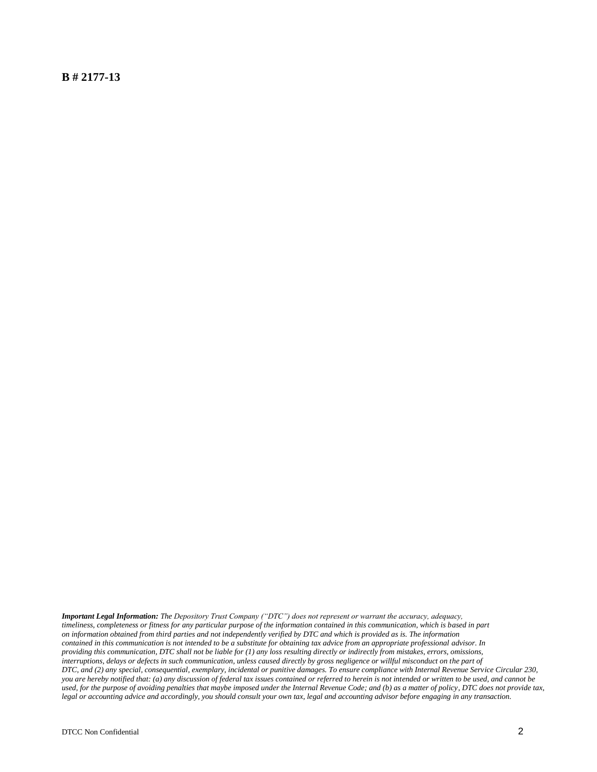**B # 2177-13**

***Important Legal Information:*** *The Depository Trust Company ("DTC") does not represent or warrant the accuracy, adequacy, timeliness, completeness or fitness for any particular purpose of the information contained in this communication, which is based in part on information obtained from third parties and not independently verified by DTC and which is provided as is. The information contained in this communication is not intended to be a substitute for obtaining tax advice from an appropriate professional advisor. In providing this communication, DTC shall not be liable for (1) any loss resulting directly or indirectly from mistakes, errors, omissions, interruptions, delays or defects in such communication, unless caused directly by gross negligence or willful misconduct on the part of DTC, and (2) any special, consequential, exemplary, incidental or punitive damages. To ensure compliance with Internal Revenue Service Circular 230, you are hereby notified that: (a) any discussion of federal tax issues contained or referred to herein is not intended or written to be used, and cannot be used, for the purpose of avoiding penalties that maybe imposed under the Internal Revenue Code; and (b) as a matter of policy, DTC does not provide tax, legal or accounting advice and accordingly, you should consult your own tax, legal and accounting advisor before engaging in any transaction.*

DTCC Non Confidential